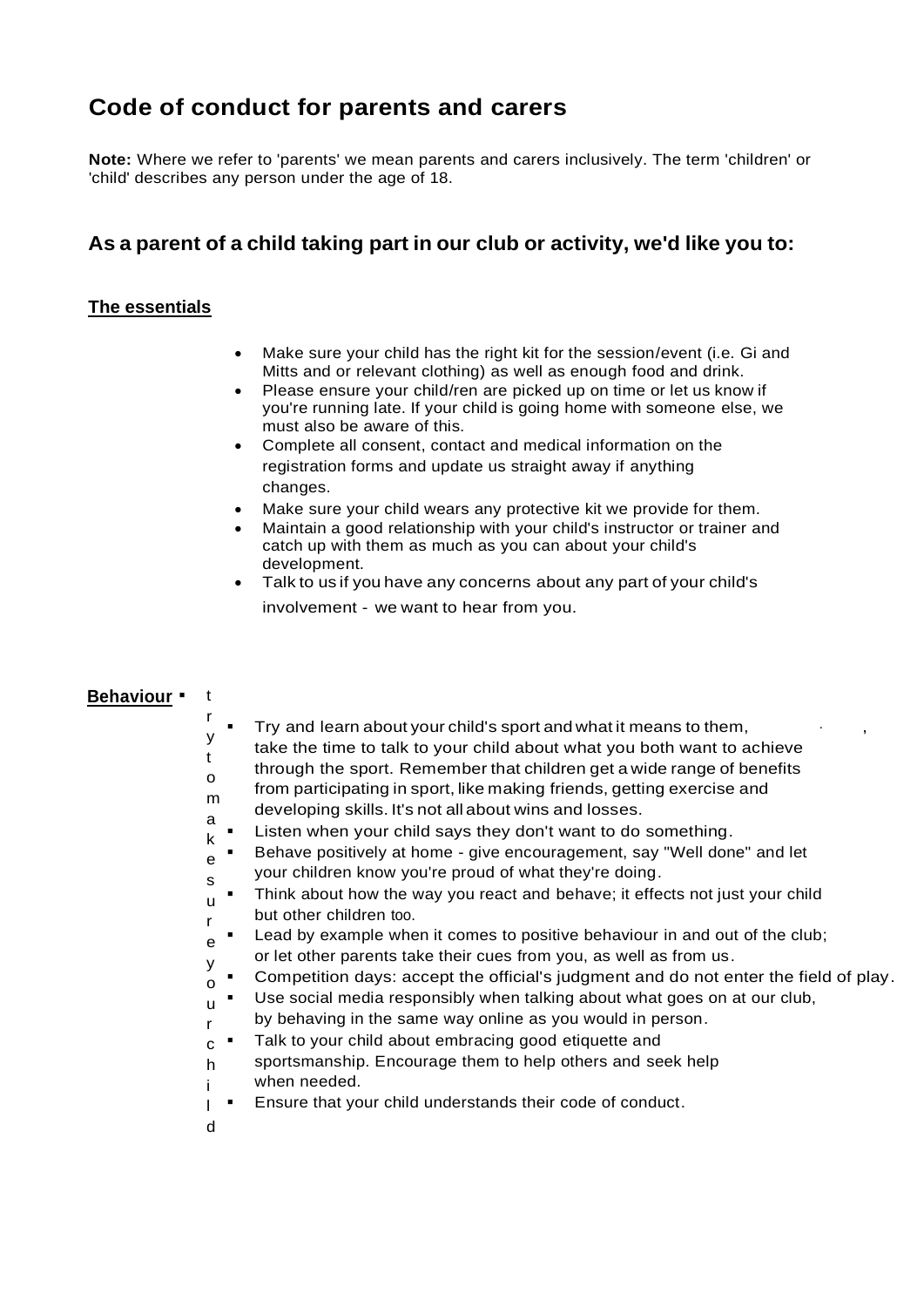# Code of conduct for parents and carers

**Note:** Where we refer to 'parents' we mean parents and carers inclusively. The term 'children' or 'child' describes any person under the age of 18.

## As a parent of a child taking part in our club or activity, we'd like you to:

### The essentials

- Make sure your child has the right kit for the session/event (i.e. Gi and Mitts and or relevant clothing) as well as enough food and drink.
- Please ensure your child/ren are picked up on time or let us know if you're running late. If your child is going home with someone else, we must also be aware of this.
- Complete all consent, contact and medical information on the registration forms and update us straight away if anything changes.
- Make sure your child wears any protective kit we provide for them.
- Maintain a good relationship with your child's instructor or trainer and catch up with them as much as you can about your child's development.
- Talk to us if you have any concerns about any part of your child's involvement - we want to hear from you.

### Behaviour

- try to make sure your child
- Try and learn about your child's sport and what it means to them, take the time to talk to your child about what you both want to achieve through the sport. Remember that children get a wide range of benefits from participating in sport, like making friends, getting exercise and developing skills. It's not all about wins and losses.
- Listen when your child says they don't want to do something.
- Behave positively at home - give encouragement, say "Well done" and let your children know you're proud of what they're doing.
- Think about how the way you react and behave; it effects not just your child but other children too.
- Lead by example when it comes to positive behaviour in and out of the club; or let other parents take their cues from you, as well as from us.
- Competition days: accept the official's judgment and do not enter the field of play.
- Use social media responsibly when talking about what goes on at our club, by behaving in the same way online as you would in person.
- Talk to your child about embracing good etiquette and sportsmanship. Encourage them to help others and seek help when needed.
- Ensure that your child understands their code of conduct.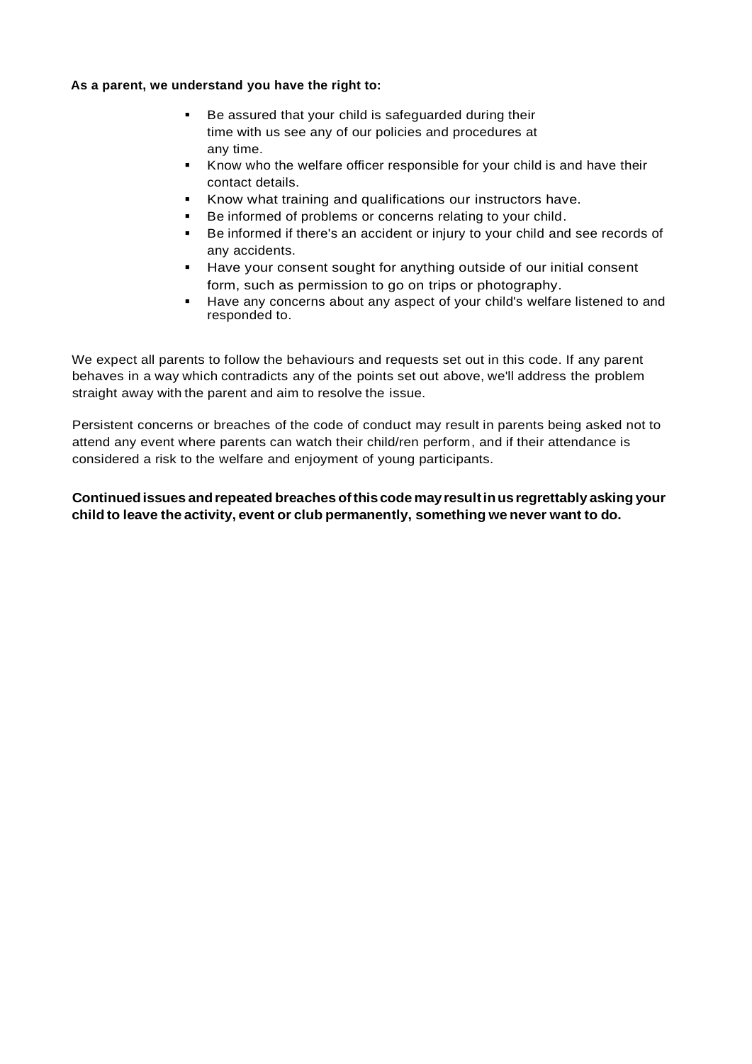**As a parent, we understand you have the right to:**

- Be assured that your child is safeguarded during their time with us see any of our policies and procedures at any time.
- Know who the welfare officer responsible for your child is and have their contact details.
- Know what training and qualifications our instructors have.
- Be informed of problems or concerns relating to your child.
- Be informed if there's an accident or injury to your child and see records of any accidents.
- Have your consent sought for anything outside of our initial consent form, such as permission to go on trips or photography.
- Have any concerns about any aspect of your child's welfare listened to and responded to.

We expect all parents to follow the behaviours and requests set out in this code. If any parent behaves in a way which contradicts any of the points set out above, we'll address the problem straight away with the parent and aim to resolve the issue.

Persistent concerns or breaches of the code of conduct may result in parents being asked not to attend any event where parents can watch their child/ren perform, and if their attendance is considered a risk to the welfare and enjoyment of young participants.

**Continued issues and repeated breaches of this code may result in us regrettably asking your child to leave the activity, event or club permanently, something we never want to do.**